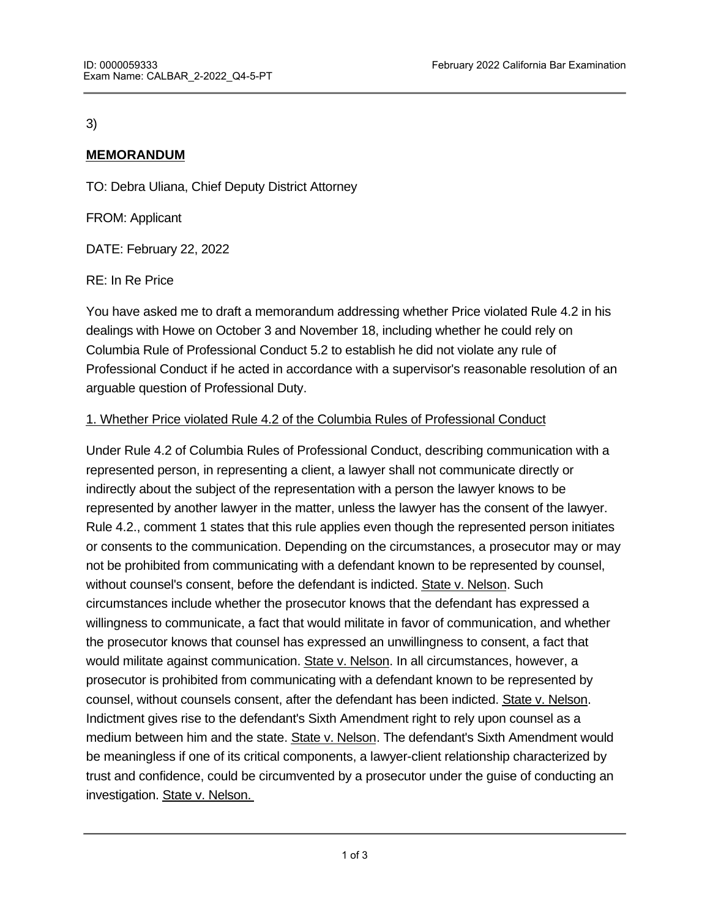3)

**MEMORANDUM**

TO: Debra Uliana, Chief Deputy District Attorney

FROM: Applicant

DATE: February 22, 2022

RE: In Re Price

You have asked me to draft a memorandum addressing whether Price violated Rule 4.2 in his dealings with Howe on October 3 and November 18, including whether he could rely on Columbia Rule of Professional Conduct 5.2 to establish he did not violate any rule of Professional Conduct if he acted in accordance with a supervisor's reasonable resolution of an arguable question of Professional Duty.

<u>1. Whether Price violated Rule 4.2 of the Columbia Rules of Professional Conduct</u>

Under Rule 4.2 of Columbia Rules of Professional Conduct, describing communication with a represented person, in representing a client, a lawyer shall not communicate directly or indirectly about the subject of the representation with a person the lawyer knows to be represented by another lawyer in the matter, unless the lawyer has the consent of the lawyer. Rule 4.2., comment 1 states that this rule applies even though the represented person initiates or consents to the communication. Depending on the circumstances, a prosecutor may or may not be prohibited from communicating with a defendant known to be represented by counsel, without counsel's consent, before the defendant is indicted. <u>State v. Nelson</u>. Such circumstances include whether the prosecutor knows that the defendant has expressed a willingness to communicate, a fact that would militate in favor of communication, and whether the prosecutor knows that counsel has expressed an unwillingness to consent, a fact that would militate against communication. <u>State v. Nelson</u>. In all circumstances, however, a prosecutor is prohibited from communicating with a defendant known to be represented by counsel, without counsels consent, after the defendant has been indicted. <u>State v. Nelson</u>. Indictment gives rise to the defendant's Sixth Amendment right to rely upon counsel as a medium between him and the state. <u>State v. Nelson</u>. The defendant's Sixth Amendment would be meaningless if one of its critical components, a lawyer-client relationship characterized by trust and confidence, could be circumvented by a prosecutor under the guise of conducting an investigation. <u>State v. Nelson.</u>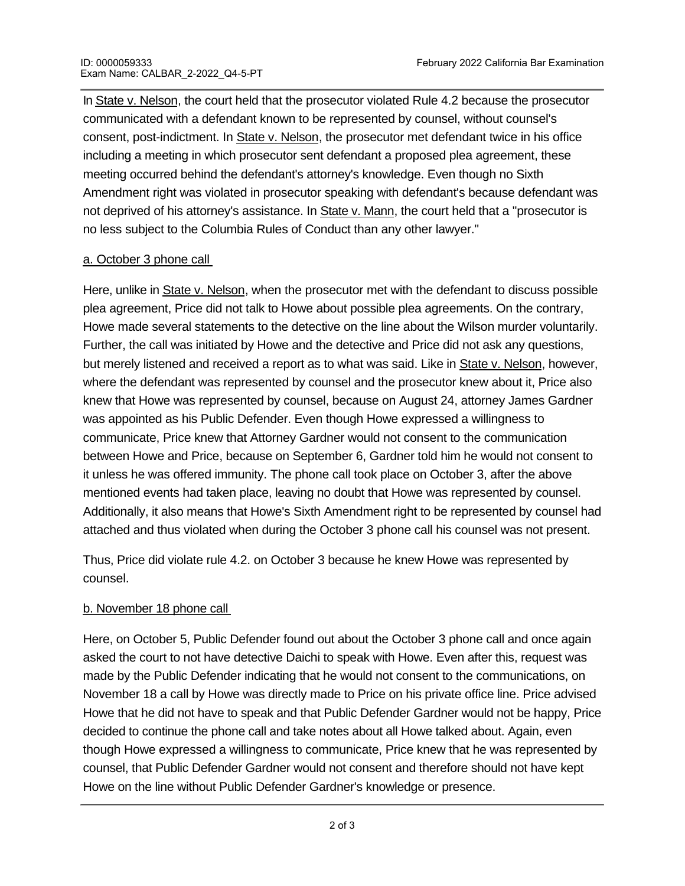In State v. Nelson, the court held that the prosecutor violated Rule 4.2 because the prosecutor communicated with a defendant known to be represented by counsel, without counsel's consent, post-indictment. In State v. Nelson, the prosecutor met defendant twice in his office including a meeting in which prosecutor sent defendant a proposed plea agreement, these meeting occurred behind the defendant's attorney's knowledge. Even though no Sixth Amendment right was violated in prosecutor speaking with defendant's because defendant was not deprived of his attorney's assistance. In State v. Mann, the court held that a "prosecutor is no less subject to the Columbia Rules of Conduct than any other lawyer."

a. October 3 phone call

Here, unlike in State v. Nelson, when the prosecutor met with the defendant to discuss possible plea agreement, Price did not talk to Howe about possible plea agreements. On the contrary, Howe made several statements to the detective on the line about the Wilson murder voluntarily. Further, the call was initiated by Howe and the detective and Price did not ask any questions, but merely listened and received a report as to what was said. Like in State v. Nelson, however, where the defendant was represented by counsel and the prosecutor knew about it, Price also knew that Howe was represented by counsel, because on August 24, attorney James Gardner was appointed as his Public Defender. Even though Howe expressed a willingness to communicate, Price knew that Attorney Gardner would not consent to the communication between Howe and Price, because on September 6, Gardner told him he would not consent to it unless he was offered immunity. The phone call took place on October 3, after the above mentioned events had taken place, leaving no doubt that Howe was represented by counsel. Additionally, it also means that Howe's Sixth Amendment right to be represented by counsel had attached and thus violated when during the October 3 phone call his counsel was not present.

Thus, Price did violate rule 4.2. on October 3 because he knew Howe was represented by counsel.

b. November 18 phone call

Here, on October 5, Public Defender found out about the October 3 phone call and once again asked the court to not have detective Daichi to speak with Howe. Even after this, request was made by the Public Defender indicating that he would not consent to the communications, on November 18 a call by Howe was directly made to Price on his private office line. Price advised Howe that he did not have to speak and that Public Defender Gardner would not be happy, Price decided to continue the phone call and take notes about all Howe talked about. Again, even though Howe expressed a willingness to communicate, Price knew that he was represented by counsel, that Public Defender Gardner would not consent and therefore should not have kept Howe on the line without Public Defender Gardner's knowledge or presence.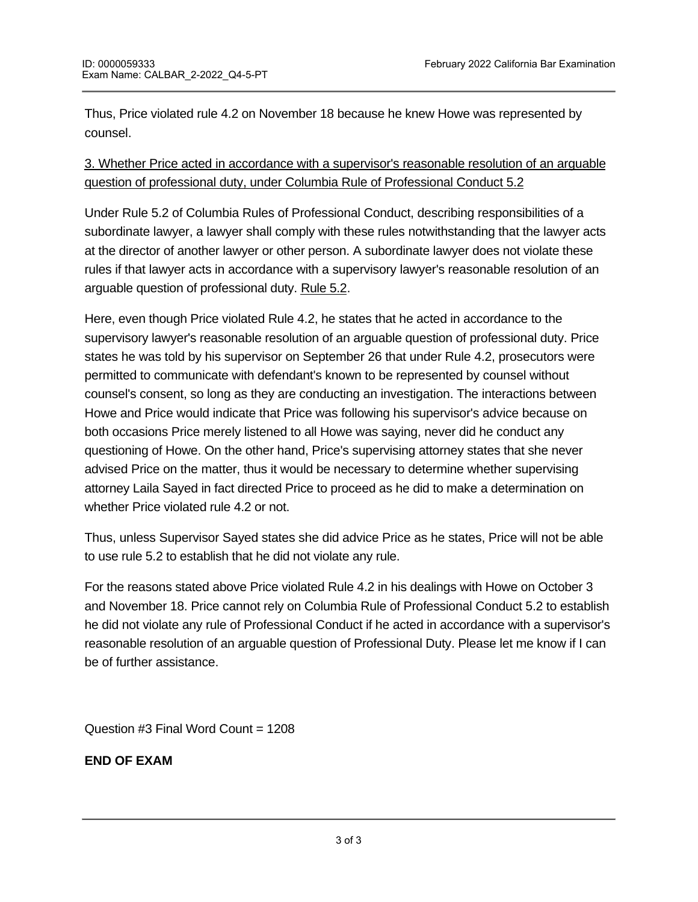Thus, Price violated rule 4.2 on November 18 because he knew Howe was represented by counsel.

<u>3. Whether Price acted in accordance with a supervisor's reasonable resolution of an arguable question of professional duty, under Columbia Rule of Professional Conduct 5.2</u>

Under Rule 5.2 of Columbia Rules of Professional Conduct, describing responsibilities of a subordinate lawyer, a lawyer shall comply with these rules notwithstanding that the lawyer acts at the director of another lawyer or other person. A subordinate lawyer does not violate these rules if that lawyer acts in accordance with a supervisory lawyer's reasonable resolution of an arguable question of professional duty. <u>Rule 5.2</u>.

Here, even though Price violated Rule 4.2, he states that he acted in accordance to the supervisory lawyer's reasonable resolution of an arguable question of professional duty. Price states he was told by his supervisor on September 26 that under Rule 4.2, prosecutors were permitted to communicate with defendant's known to be represented by counsel without counsel's consent, so long as they are conducting an investigation. The interactions between Howe and Price would indicate that Price was following his supervisor's advice because on both occasions Price merely listened to all Howe was saying, never did he conduct any questioning of Howe. On the other hand, Price's supervising attorney states that she never advised Price on the matter, thus it would be necessary to determine whether supervising attorney Laila Sayed in fact directed Price to proceed as he did to make a determination on whether Price violated rule 4.2 or not.

Thus, unless Supervisor Sayed states she did advice Price as he states, Price will not be able to use rule 5.2 to establish that he did not violate any rule.

For the reasons stated above Price violated Rule 4.2 in his dealings with Howe on October 3 and November 18. Price cannot rely on Columbia Rule of Professional Conduct 5.2 to establish he did not violate any rule of Professional Conduct if he acted in accordance with a supervisor's reasonable resolution of an arguable question of Professional Duty. Please let me know if I can be of further assistance.

Question #3 Final Word Count = 1208

**END OF EXAM**